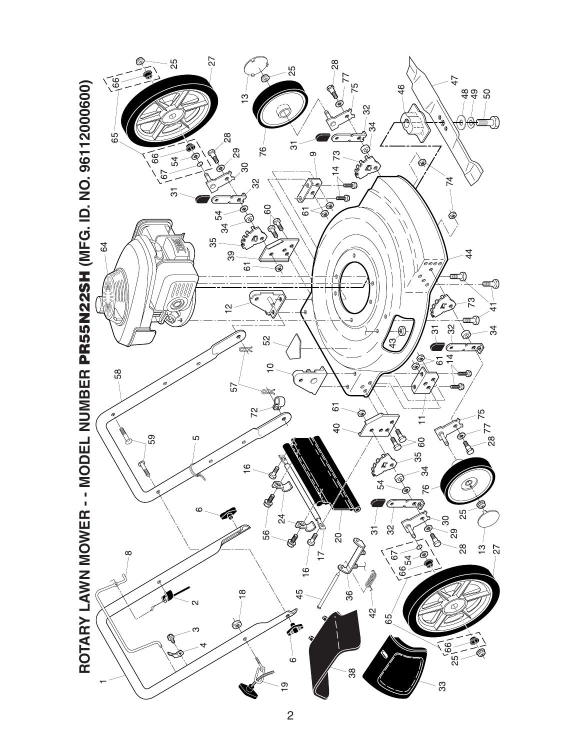# ROTARY LAWN MOWER - - MODEL NUMBER PR55N22SH (MFG. ID. NO. 96112000600)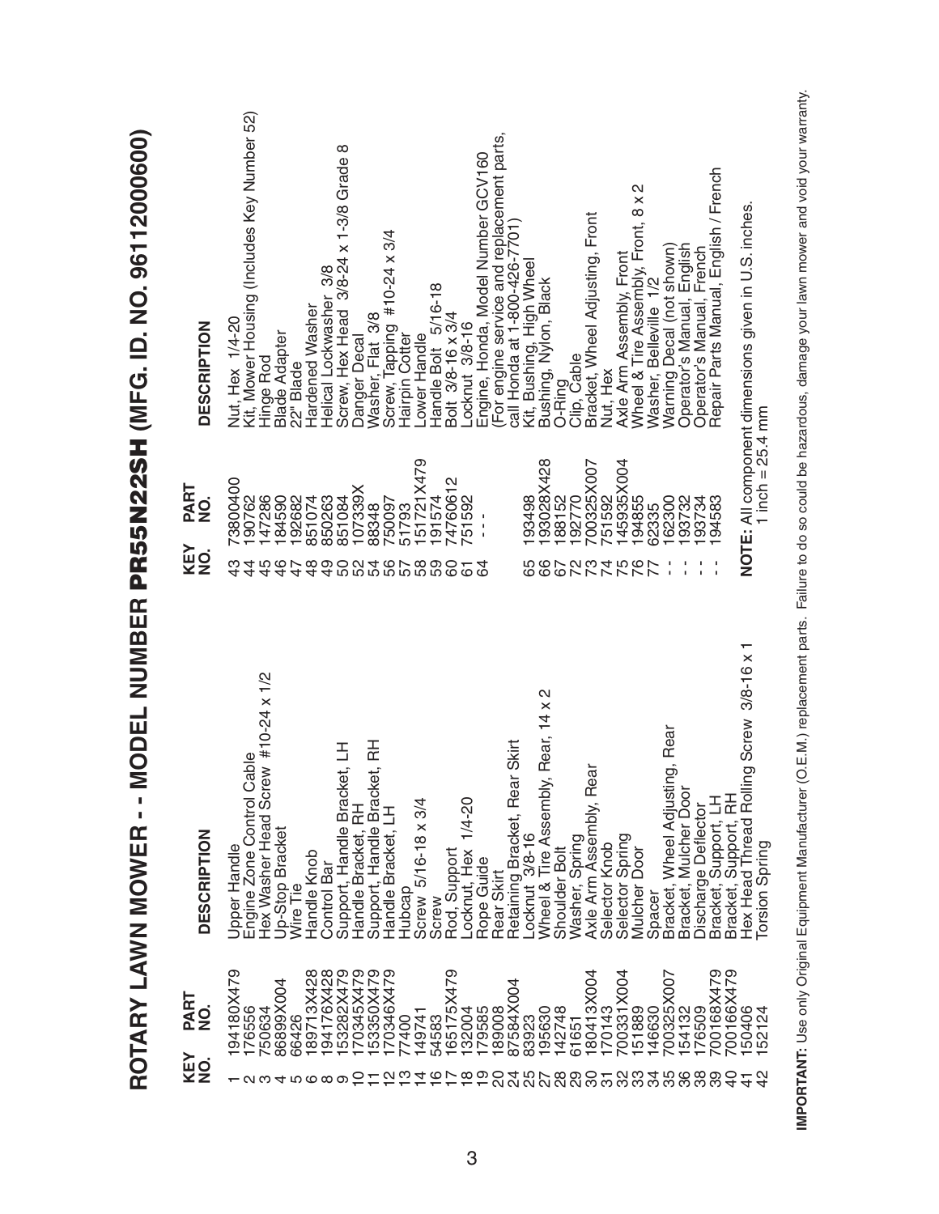# ROTARY LAWN MOWER - - MODEL NUMBER PR55N22SH (MFG. ID. NO. 96112000600)

| KEY NO. | PART NO. | DESCRIPTION |
|---|---|---|
| 1 | 194180X479 | Upper Handle |
| 2 | 176556 | Engine Zone Control Cable |
| 3 | 750634 | Hex Washer Head Screw #10-24 x 1/2 |
| 4 | 86899X004 | Up-Stop Bracket |
| 5 | 66426 | Wire Tie |
| 6 | 189713X428 | Handle Knob |
| 8 | 194176X428 | Control Bar |
| 9 | 153282X479 | Support, Handle Bracket, LH |
| 10 | 170345X479 | Handle Bracket, RH |
| 11 | 153350X479 | Support, Handle Bracket, RH |
| 12 | 170346X479 | Handle Bracket, LH |
| 13 | 77400 | Hubcap |
| 14 | 149741 | Screw 5/16-18 x 3/4 |
| 16 | 54583 | Screw |
| 17 | 165175X479 | Rod, Support |
| 18 | 132004 | Locknut, Hex 1/4-20 |
| 19 | 179585 | Rope Guide |
| 20 | 189008 | Rear Skirt |
| 24 | 87584X004 | Retaining Bracket, Rear Skirt |
| 25 | 83923 | Locknut 3/8-16 |
| 27 | 195630 | Wheel & Tire Assembly, Rear, 14 x 2 |
| 28 | 142748 | Shoulder Bolt |
| 29 | 61651 | Washer, Spring |
| 30 | 180413X004 | Axle Arm Assembly, Rear |
| 31 | 170143 | Selector Knob |
| 32 | 700331X004 | Selector Spring |
| 33 | 151889 | Mulcher Door |
| 34 | 146630 | Spacer |
| 35 | 700325X007 | Bracket, Wheel Adjusting, Rear |
| 36 | 154132 | Bracket, Mulcher Door |
| 38 | 176509 | Discharge Deflector |
| 39 | 700168X479 | Bracket, Support, LH |
| 40 | 700166X479 | Bracket, Support, RH |
| 41 | 150406 | Hex Head Thread Rolling Screw 3/8-16 x 1 |
| 42 | 152124 | Torsion Spring |
| 43 | 73800400 | Nut, Hex 1/4-20 |
| 44 | 190762 | Kit, Mower Housing (Includes Key Number 52) |
| 45 | 147286 | Hinge Rod |
| 46 | 184590 | Blade Adapter |
| 47 | 192682 | 22" Blade |
| 48 | 851074 | Hardened Washer |
| 49 | 850263 | Helical Lockwasher 3/8 |
| 50 | 851084 | Screw, Hex Head 3/8-24 x 1-3/8 Grade 8 |
| 52 | 107339X | Danger Decal |
| 54 | 88348 | Washer, Flat 3/8 |
| 56 | 750097 | Screw, Tapping #10-24 x 3/4 |
| 57 | 51793 | Hairpin Cotter |
| 58 | 151721X479 | Lower Handle |
| 59 | 191574 | Handle Bolt 5/16-18 |
| 60 | 74760612 | Bolt 3/8-16 x 3/4 |
| 61 | 751592 | Locknut 3/8-16 |
| 64 | - - - | Engine, Honda, Model Number GCV160 (For engine service and replacement parts, call Honda at 1-800-426-7701) |
| 65 | 193498 | Kit, Bushing, High Wheel |
| 66 | 193028X428 | Bushing, Nylon, Black |
| 67 | 188152 | O-Ring |
| 72 | 192770 | Clip, Cable |
| 73 | 700325X007 | Bracket, Wheel Adjusting, Front |
| 74 | 751592 | Nut, Hex |
| 75 | 145935X004 | Axle Arm Assembly, Front |
| 76 | 194855 | Wheel & Tire Assembly, Front, 8 x 2 |
| 77 | 62335 | Washer, Belleville 1/2 |
| - - | 162300 | Warning Decal (not shown) |
| - - | 193732 | Operator's Manual, English |
| - - | 193734 | Operator's Manual, French |
| - - | 194583 | Repair Parts Manual, English / French |

**NOTE:** All component dimensions given in U.S. inches.
1 inch = 25.4 mm

**IMPORTANT:** Use only Original Equipment Manufacturer (O.E.M.) replacement parts. Failure to do so could be hazardous, damage your lawn mower and void your warranty.